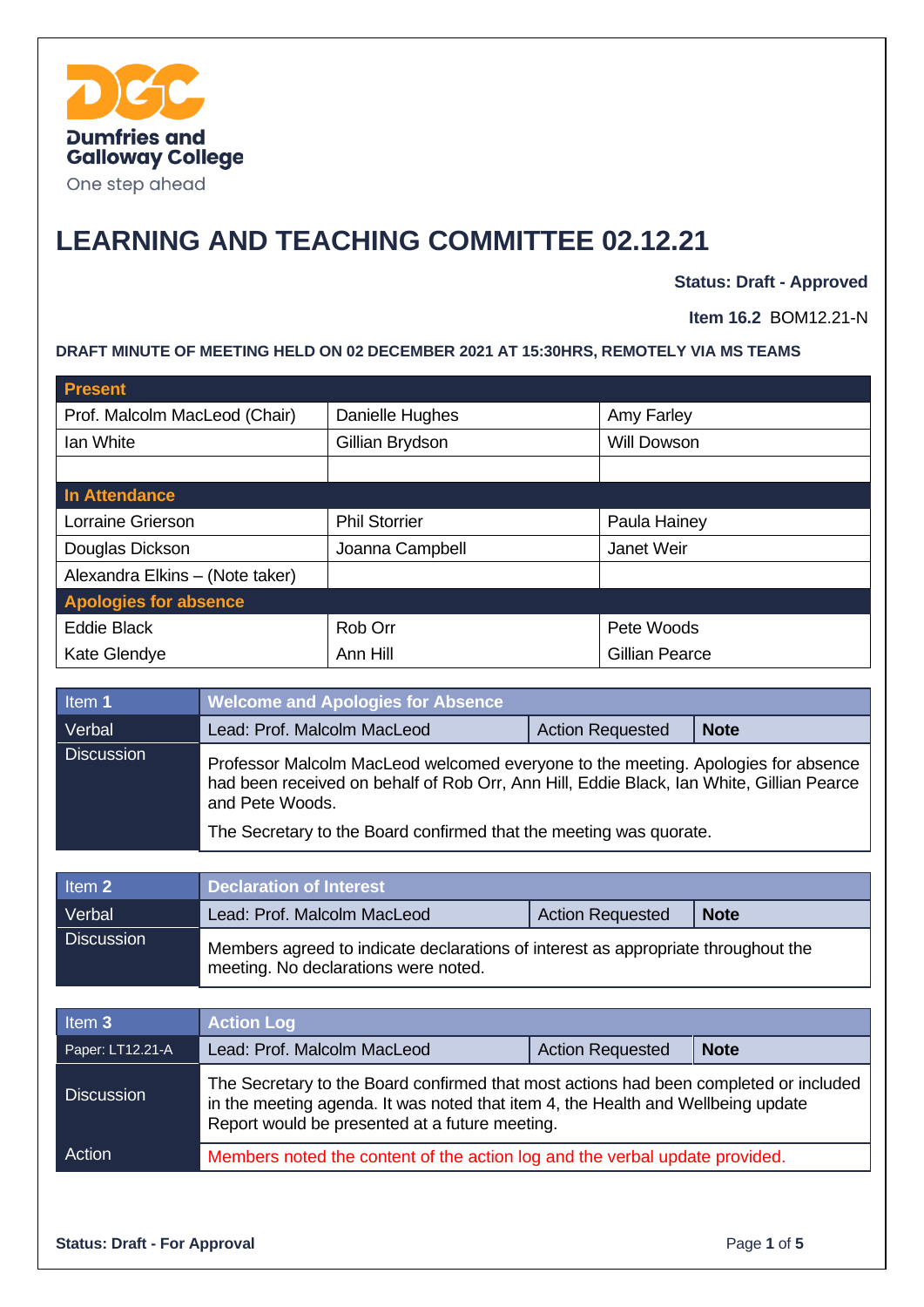Dumfries and Galloway College

One step ahead

# LEARNING AND TEACHING COMMITTEE 02.12.21

**Status: Draft - Approved**

**Item 16.2** BOM12.21-N

**DRAFT MINUTE OF MEETING HELD ON 02 DECEMBER 2021 AT 15:30HRS, REMOTELY VIA MS TEAMS**

| **Present** | | |
|---|---|---|
| Prof. Malcolm MacLeod (Chair) | Danielle Hughes | Amy Farley |
| Ian White | Gillian Brydson | Will Dowson |
| | | |
| **In Attendance** | | |
| Lorraine Grierson | Phil Storrier | Paula Hainey |
| Douglas Dickson | Joanna Campbell | Janet Weir |
| Alexandra Elkins – (Note taker) | | |
| **Apologies for absence** | | |
| Eddie Black | Rob Orr | Pete Woods |
| Kate Glendye | Ann Hill | Gillian Pearce |

| Item **1** | **Welcome and Apologies for Absence** | | |
|---|---|---|---|
| Verbal | Lead: Prof. Malcolm MacLeod | Action Requested | **Note** |
| Discussion | Professor Malcolm MacLeod welcomed everyone to the meeting. Apologies for absence had been received on behalf of Rob Orr, Ann Hill, Eddie Black, Ian White, Gillian Pearce and Pete Woods.<br><br>The Secretary to the Board confirmed that the meeting was quorate. | | |

| Item **2** | **Declaration of Interest** | | |
|---|---|---|---|
| Verbal | Lead: Prof. Malcolm MacLeod | Action Requested | **Note** |
| Discussion | Members agreed to indicate declarations of interest as appropriate throughout the meeting. No declarations were noted. | | |

| Item **3** | **Action Log** | | |
|---|---|---|---|
| Paper: LT12.21-A | Lead: Prof. Malcolm MacLeod | Action Requested | **Note** |
| Discussion | The Secretary to the Board confirmed that most actions had been completed or included in the meeting agenda. It was noted that item 4, the Health and Wellbeing update Report would be presented at a future meeting. | | |
| Action | Members noted the content of the action log and the verbal update provided. | | |

**Status: Draft - For Approval**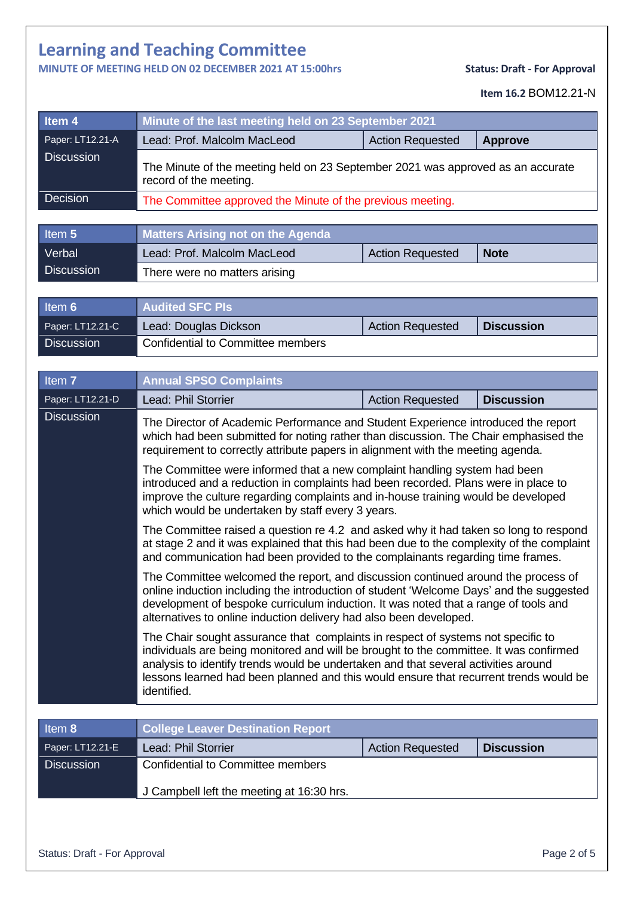# Learning and Teaching Committee

**MINUTE OF MEETING HELD ON 02 DECEMBER 2021 AT 15:00hrs** **Status: Draft - For Approval**

**Item 16.2** BOM12.21-N

| Item 4 | Minute of the last meeting held on 23 September 2021 | | |
|---|---|---|---|
| Paper: LT12.21-A | Lead: Prof. Malcolm MacLeod | Action Requested | **Approve** |
| Discussion | The Minute of the meeting held on 23 September 2021 was approved as an accurate record of the meeting. | | |
| Decision | The Committee approved the Minute of the previous meeting. | | |

| Item 5 | Matters Arising not on the Agenda | | |
|---|---|---|---|
| Verbal | Lead: Prof. Malcolm MacLeod | Action Requested | **Note** |
| Discussion | There were no matters arising | | |

| Item 6 | Audited SFC PIs | | |
|---|---|---|---|
| Paper: LT12.21-C | Lead: Douglas Dickson | Action Requested | **Discussion** |
| Discussion | Confidential to Committee members | | |

| Item 7 | Annual SPSO Complaints | | |
|---|---|---|---|
| Paper: LT12.21-D | Lead: Phil Storrier | Action Requested | **Discussion** |
| Discussion | The Director of Academic Performance and Student Experience introduced the report which had been submitted for noting rather than discussion. The Chair emphasised the requirement to correctly attribute papers in alignment with the meeting agenda.<br><br>The Committee were informed that a new complaint handling system had been introduced and a reduction in complaints had been recorded. Plans were in place to improve the culture regarding complaints and in-house training would be developed which would be undertaken by staff every 3 years.<br><br>The Committee raised a question re 4.2 and asked why it had taken so long to respond at stage 2 and it was explained that this had been due to the complexity of the complaint and communication had been provided to the complainants regarding time frames.<br><br>The Committee welcomed the report, and discussion continued around the process of online induction including the introduction of student 'Welcome Days' and the suggested development of bespoke curriculum induction. It was noted that a range of tools and alternatives to online induction delivery had also been developed.<br><br>The Chair sought assurance that complaints in respect of systems not specific to individuals are being monitored and will be brought to the committee. It was confirmed analysis to identify trends would be undertaken and that several activities around lessons learned had been planned and this would ensure that recurrent trends would be identified. | | |

| Item 8 | College Leaver Destination Report | | |
|---|---|---|---|
| Paper: LT12.21-E | Lead: Phil Storrier | Action Requested | **Discussion** |
| Discussion | Confidential to Committee members<br><br>J Campbell left the meeting at 16:30 hrs. | | |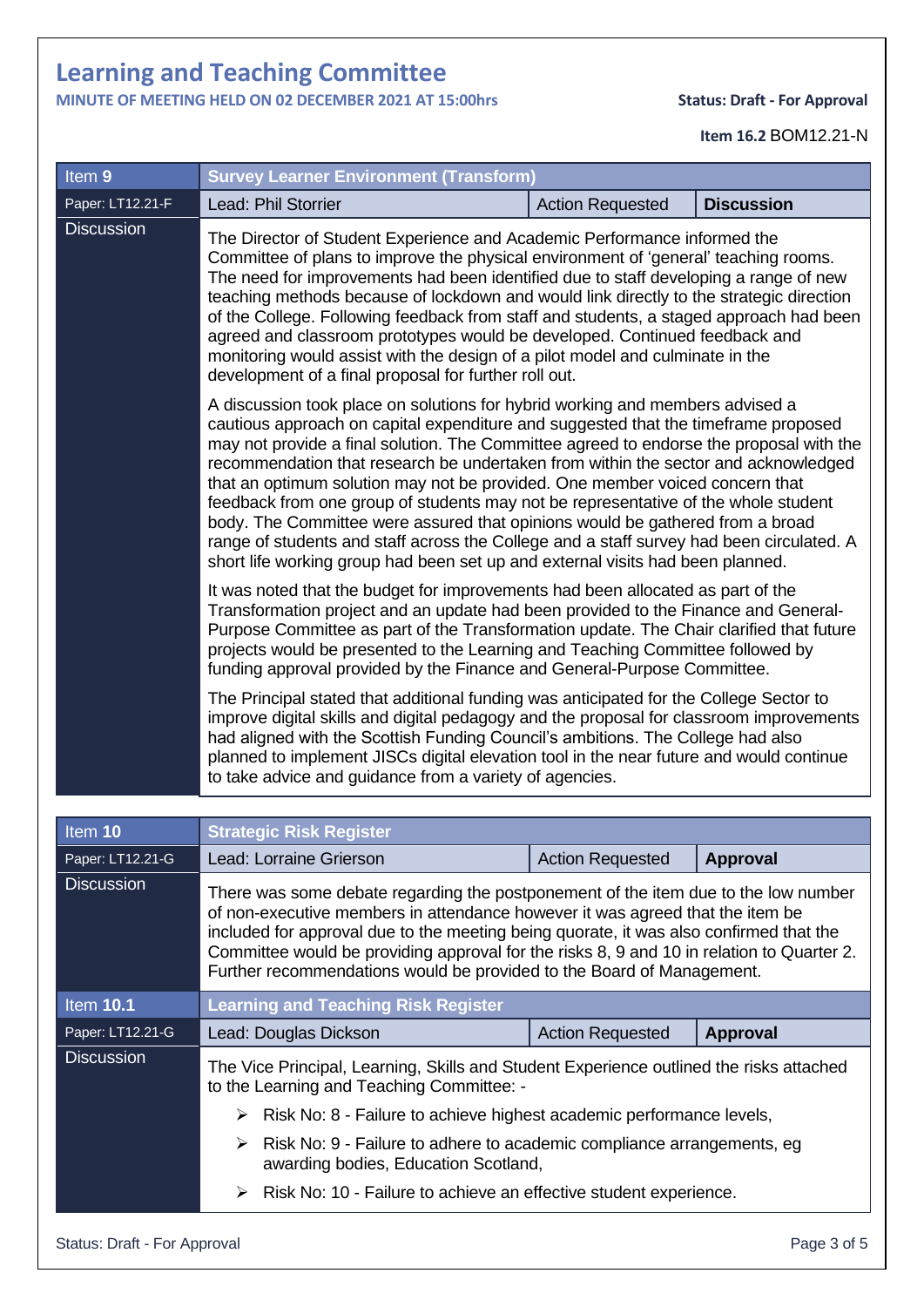# Learning and Teaching Committee

**MINUTE OF MEETING HELD ON 02 DECEMBER 2021 AT 15:00hrs**

**Status: Draft - For Approval**

**Item 16.2** BOM12.21-N

| Item **9** | **Survey Learner Environment (Transform)** | | |
|---|---|---|---|
| Paper: LT12.21-F | Lead: Phil Storrier | Action Requested | **Discussion** |

**Discussion**

The Director of Student Experience and Academic Performance informed the Committee of plans to improve the physical environment of 'general' teaching rooms. The need for improvements had been identified due to staff developing a range of new teaching methods because of lockdown and would link directly to the strategic direction of the College. Following feedback from staff and students, a staged approach had been agreed and classroom prototypes would be developed. Continued feedback and monitoring would assist with the design of a pilot model and culminate in the development of a final proposal for further roll out.

A discussion took place on solutions for hybrid working and members advised a cautious approach on capital expenditure and suggested that the timeframe proposed may not provide a final solution. The Committee agreed to endorse the proposal with the recommendation that research be undertaken from within the sector and acknowledged that an optimum solution may not be provided. One member voiced concern that feedback from one group of students may not be representative of the whole student body. The Committee were assured that opinions would be gathered from a broad range of students and staff across the College and a staff survey had been circulated. A short life working group had been set up and external visits had been planned.

It was noted that the budget for improvements had been allocated as part of the Transformation project and an update had been provided to the Finance and General-Purpose Committee as part of the Transformation update. The Chair clarified that future projects would be presented to the Learning and Teaching Committee followed by funding approval provided by the Finance and General-Purpose Committee.

The Principal stated that additional funding was anticipated for the College Sector to improve digital skills and digital pedagogy and the proposal for classroom improvements had aligned with the Scottish Funding Council's ambitions. The College had also planned to implement JISCs digital elevation tool in the near future and would continue to take advice and guidance from a variety of agencies.

| Item **10** | **Strategic Risk Register** | | |
|---|---|---|---|
| Paper: LT12.21-G | Lead: Lorraine Grierson | Action Requested | **Approval** |

**Discussion**

There was some debate regarding the postponement of the item due to the low number of non-executive members in attendance however it was agreed that the item be included for approval due to the meeting being quorate, it was also confirmed that the Committee would be providing approval for the risks 8, 9 and 10 in relation to Quarter 2. Further recommendations would be provided to the Board of Management.

| Item **10.1** | **Learning and Teaching Risk Register** | | |
|---|---|---|---|
| Paper: LT12.21-G | Lead: Douglas Dickson | Action Requested | **Approval** |

**Discussion**

The Vice Principal, Learning, Skills and Student Experience outlined the risks attached to the Learning and Teaching Committee: -

- Risk No: 8 - Failure to achieve highest academic performance levels,
- Risk No: 9 - Failure to adhere to academic compliance arrangements, eg awarding bodies, Education Scotland,
- Risk No: 10 - Failure to achieve an effective student experience.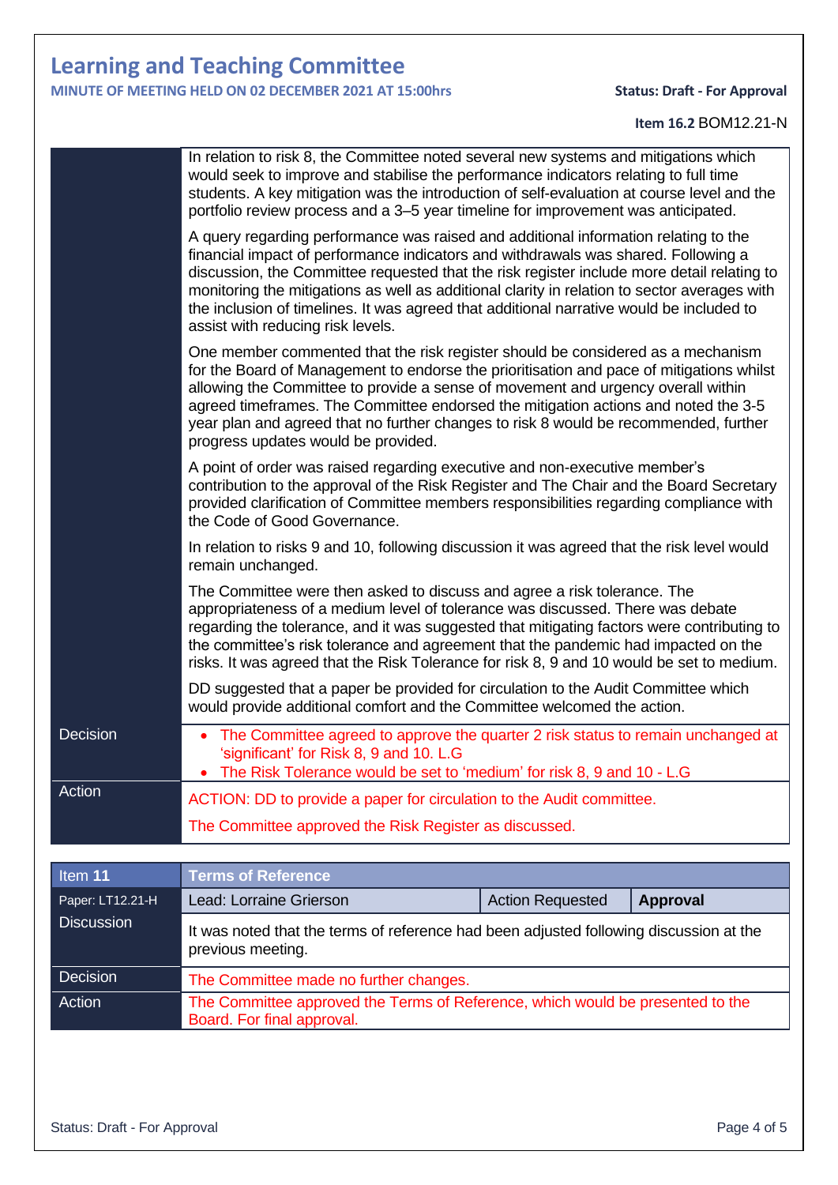# Learning and Teaching Committee

**MINUTE OF MEETING HELD ON 02 DECEMBER 2021 AT 15:00hrs**

**Status: Draft - For Approval**

**Item 16.2** BOM12.21-N

| | |
|---|---|
| | In relation to risk 8, the Committee noted several new systems and mitigations which would seek to improve and stabilise the performance indicators relating to full time students. A key mitigation was the introduction of self-evaluation at course level and the portfolio review process and a 3–5 year timeline for improvement was anticipated.<br><br>A query regarding performance was raised and additional information relating to the financial impact of performance indicators and withdrawals was shared. Following a discussion, the Committee requested that the risk register include more detail relating to monitoring the mitigations as well as additional clarity in relation to sector averages with the inclusion of timelines. It was agreed that additional narrative would be included to assist with reducing risk levels.<br><br>One member commented that the risk register should be considered as a mechanism for the Board of Management to endorse the prioritisation and pace of mitigations whilst allowing the Committee to provide a sense of movement and urgency overall within agreed timeframes. The Committee endorsed the mitigation actions and noted the 3-5 year plan and agreed that no further changes to risk 8 would be recommended, further progress updates would be provided.<br><br>A point of order was raised regarding executive and non-executive member's contribution to the approval of the Risk Register and The Chair and the Board Secretary provided clarification of Committee members responsibilities regarding compliance with the Code of Good Governance.<br><br>In relation to risks 9 and 10, following discussion it was agreed that the risk level would remain unchanged.<br><br>The Committee were then asked to discuss and agree a risk tolerance. The appropriateness of a medium level of tolerance was discussed. There was debate regarding the tolerance, and it was suggested that mitigating factors were contributing to the committee's risk tolerance and agreement that the pandemic had impacted on the risks. It was agreed that the Risk Tolerance for risk 8, 9 and 10 would be set to medium.<br><br>DD suggested that a paper be provided for circulation to the Audit Committee which would provide additional comfort and the Committee welcomed the action. |
| Decision | • The Committee agreed to approve the quarter 2 risk status to remain unchanged at 'significant' for Risk 8, 9 and 10. L.G<br>• The Risk Tolerance would be set to 'medium' for risk 8, 9 and 10 - L.G |
| Action | ACTION: DD to provide a paper for circulation to the Audit committee.<br><br>The Committee approved the Risk Register as discussed. |

| Item **11** | **Terms of Reference** | | |
|---|---|---|---|
| Paper: LT12.21-H | Lead: Lorraine Grierson | Action Requested | **Approval** |
| Discussion | It was noted that the terms of reference had been adjusted following discussion at the previous meeting. | | |
| Decision | The Committee made no further changes. | | |
| Action | The Committee approved the Terms of Reference, which would be presented to the Board. For final approval. | | |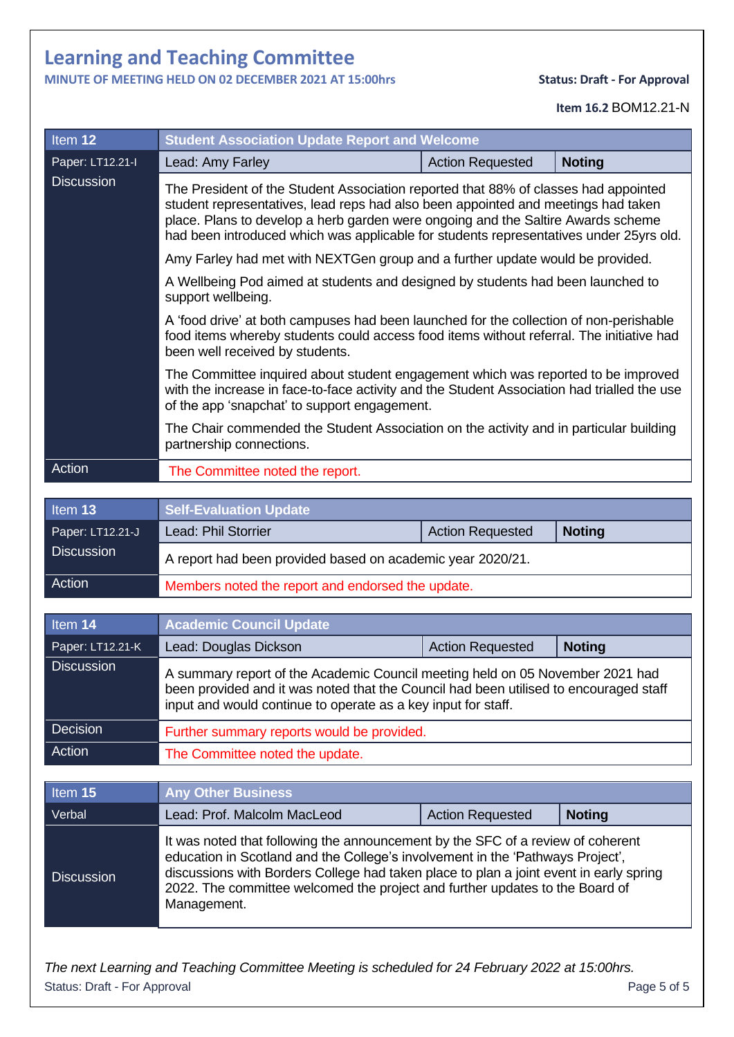# Learning and Teaching Committee

**MINUTE OF MEETING HELD ON 02 DECEMBER 2021 AT 15:00hrs**

**Status: Draft - For Approval**

**Item 16.2** BOM12.21-N

| Item 12 | Student Association Update Report and Welcome | | |
|---|---|---|---|
| Paper: LT12.21-I | Lead: Amy Farley | Action Requested | **Noting** |
| Discussion | The President of the Student Association reported that 88% of classes had appointed student representatives, lead reps had also been appointed and meetings had taken place. Plans to develop a herb garden were ongoing and the Saltire Awards scheme had been introduced which was applicable for students representatives under 25yrs old.<br><br>Amy Farley had met with NEXTGen group and a further update would be provided.<br><br>A Wellbeing Pod aimed at students and designed by students had been launched to support wellbeing.<br><br>A 'food drive' at both campuses had been launched for the collection of non-perishable food items whereby students could access food items without referral. The initiative had been well received by students.<br><br>The Committee inquired about student engagement which was reported to be improved with the increase in face-to-face activity and the Student Association had trialled the use of the app 'snapchat' to support engagement.<br><br>The Chair commended the Student Association on the activity and in particular building partnership connections. | | |
| Action | The Committee noted the report. | | |

| Item 13 | Self-Evaluation Update | | |
|---|---|---|---|
| Paper: LT12.21-J | Lead: Phil Storrier | Action Requested | **Noting** |
| Discussion | A report had been provided based on academic year 2020/21. | | |
| Action | Members noted the report and endorsed the update. | | |

| Item 14 | Academic Council Update | | |
|---|---|---|---|
| Paper: LT12.21-K | Lead: Douglas Dickson | Action Requested | **Noting** |
| Discussion | A summary report of the Academic Council meeting held on 05 November 2021 had been provided and it was noted that the Council had been utilised to encouraged staff input and would continue to operate as a key input for staff. | | |
| Decision | Further summary reports would be provided. | | |
| Action | The Committee noted the update. | | |

| Item 15 | Any Other Business | | |
|---|---|---|---|
| Verbal | Lead: Prof. Malcolm MacLeod | Action Requested | **Noting** |
| Discussion | It was noted that following the announcement by the SFC of a review of coherent education in Scotland and the College's involvement in the 'Pathways Project', discussions with Borders College had taken place to plan a joint event in early spring 2022. The committee welcomed the project and further updates to the Board of Management. | | |

*The next Learning and Teaching Committee Meeting is scheduled for 24 February 2022 at 15:00hrs.*